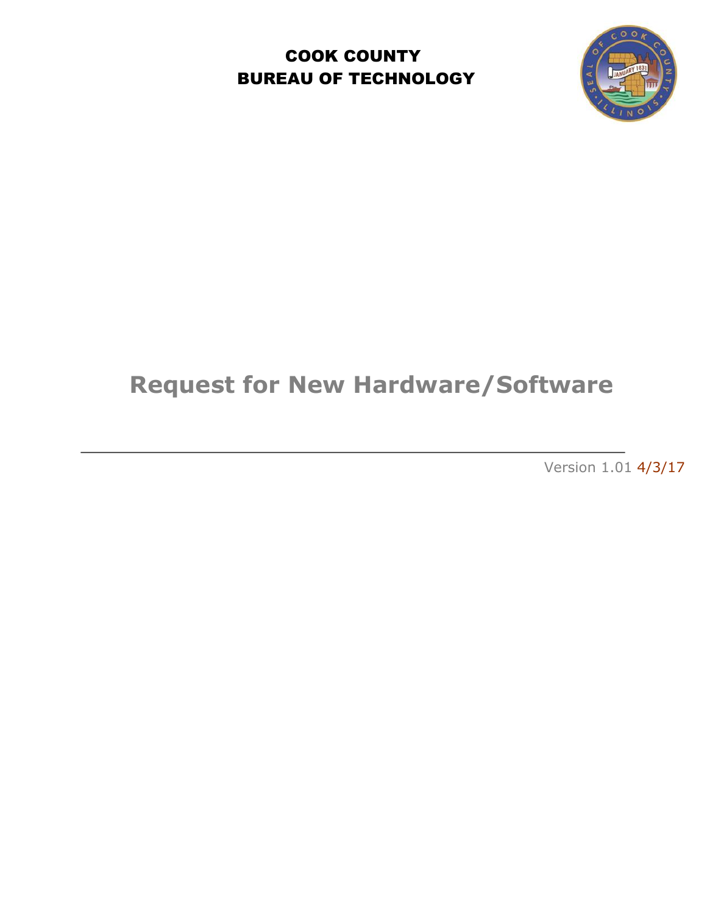**COOK COUNTY**
**BUREAU OF TECHNOLOGY**

# Request for New Hardware/Software

---

Version 1.01 4/3/17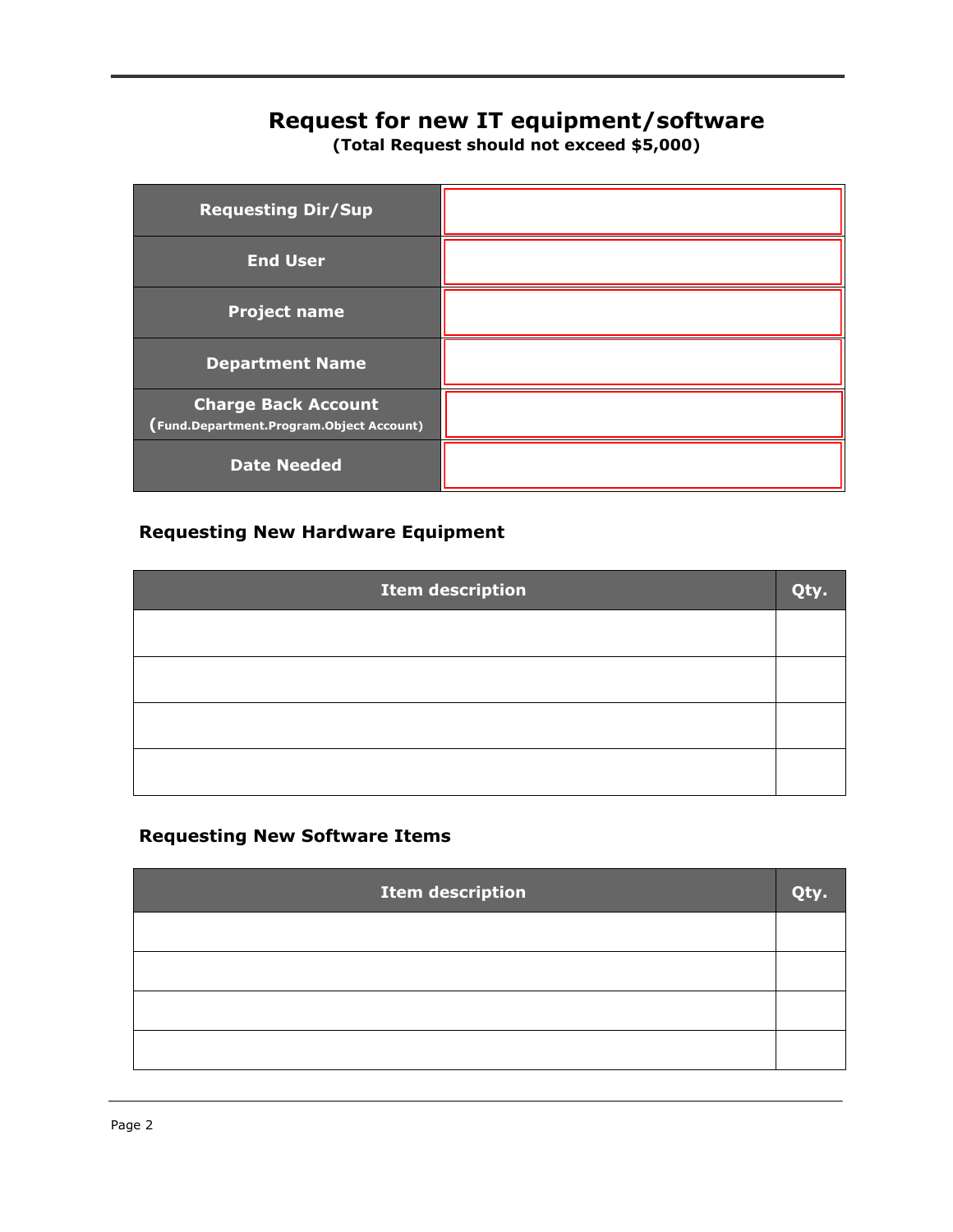# Request for new IT equipment/software

**(Total Request should not exceed $5,000)**

| | |
|---|---|
| **Requesting Dir/Sup** | |
| **End User** | |
| **Project name** | |
| **Department Name** | |
| **Charge Back Account** (**Fund.Department.Program.Object Account**) | |
| **Date Needed** | |

## Requesting New Hardware Equipment

| Item description | Qty. |
|---|---|
| | |
| | |
| | |
| | |

## Requesting New Software Items

| Item description | Qty. |
|---|---|
| | |
| | |
| | |
| | |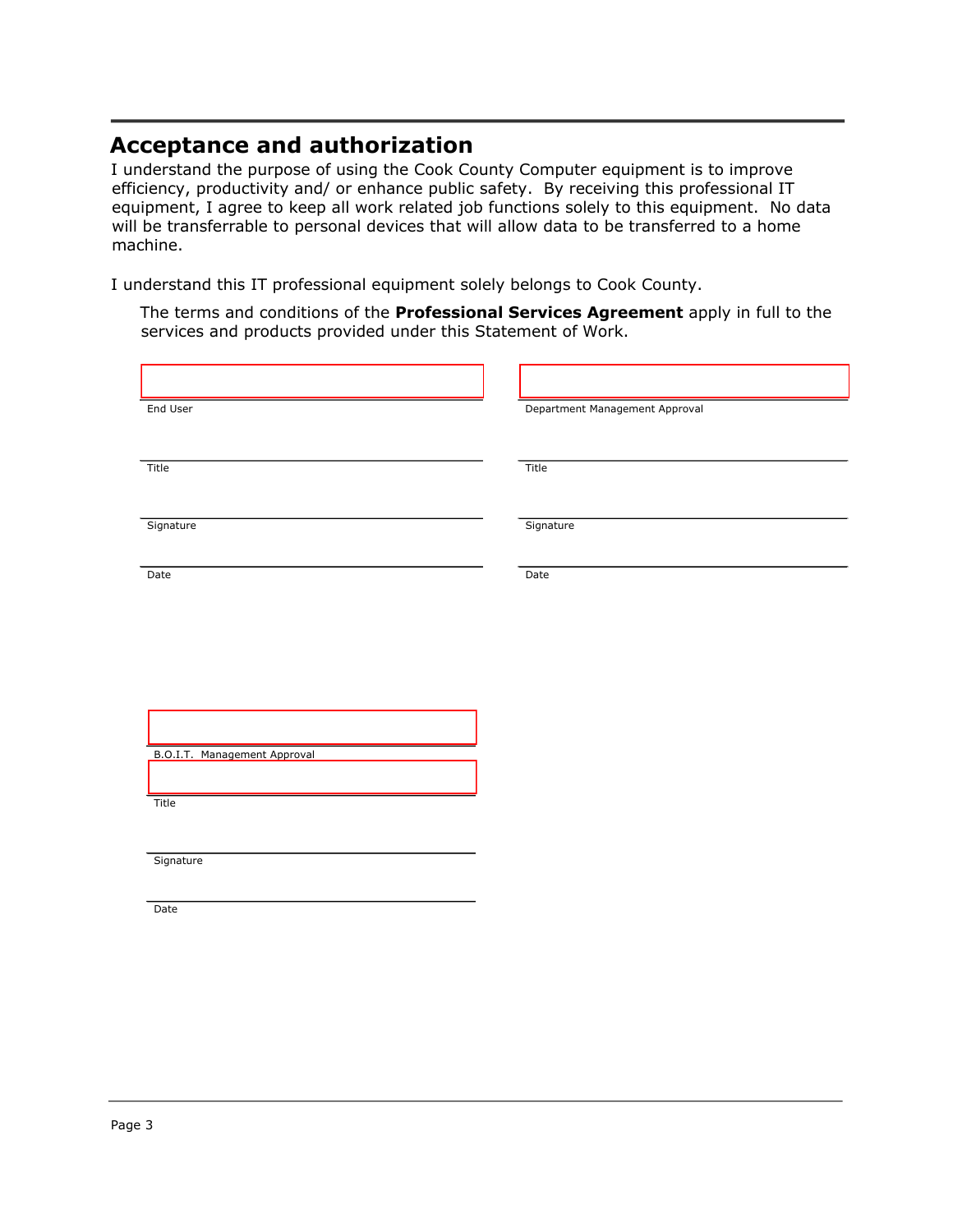## Acceptance and authorization

I understand the purpose of using the Cook County Computer equipment is to improve efficiency, productivity and/ or enhance public safety.  By receiving this professional IT equipment, I agree to keep all work related job functions solely to this equipment.  No data will be transferrable to personal devices that will allow data to be transferred to a home machine.

I understand this IT professional equipment solely belongs to Cook County.

The terms and conditions of the **Professional Services Agreement** apply in full to the services and products provided under this Statement of Work.

| | |
|---|---|
| End User | Department Management Approval |
| Title | Title |
| Signature | Signature |
| Date | Date |

B.O.I.T. Management Approval

Title

Signature

Date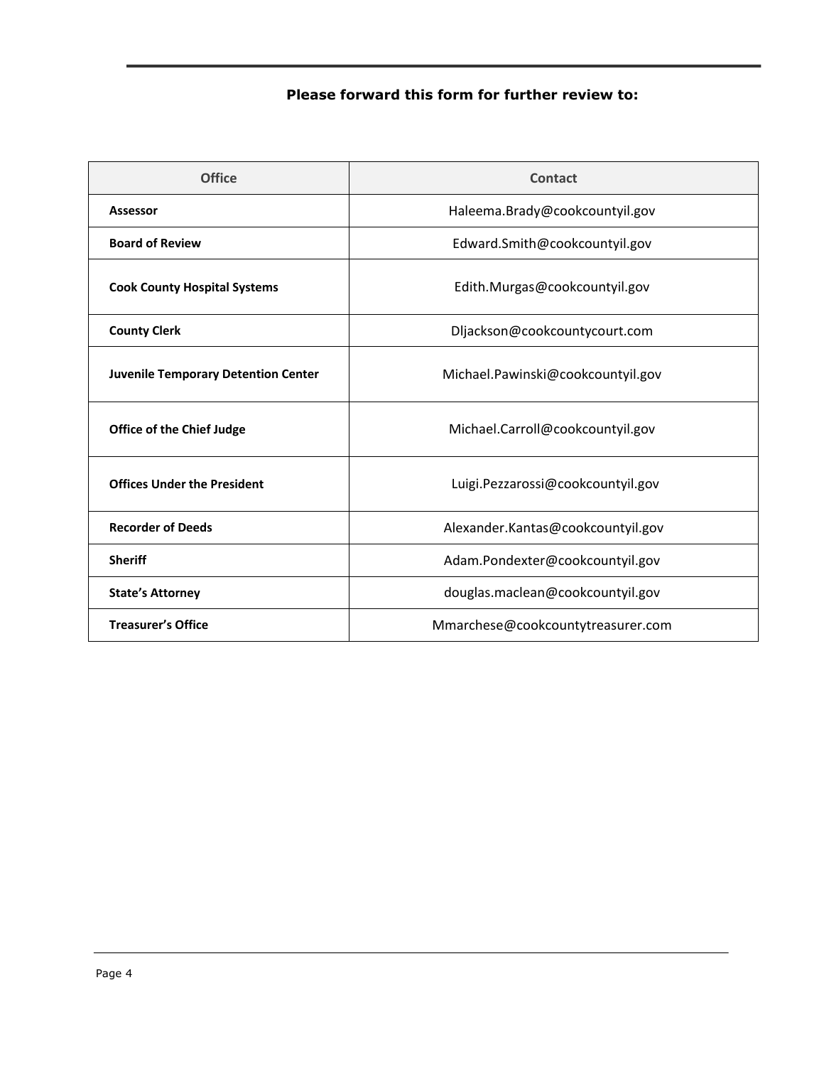**Please forward this form for further review to:**

| Office | Contact |
|---|---|
| **Assessor** | Haleema.Brady@cookcountyil.gov |
| **Board of Review** | Edward.Smith@cookcountyil.gov |
| **Cook County Hospital Systems** | Edith.Murgas@cookcountyil.gov |
| **County Clerk** | Dljackson@cookcountycourt.com |
| **Juvenile Temporary Detention Center** | Michael.Pawinski@cookcountyil.gov |
| **Office of the Chief Judge** | Michael.Carroll@cookcountyil.gov |
| **Offices Under the President** | Luigi.Pezzarossi@cookcountyil.gov |
| **Recorder of Deeds** | Alexander.Kantas@cookcountyil.gov |
| **Sheriff** | Adam.Pondexter@cookcountyil.gov |
| **State's Attorney** | douglas.maclean@cookcountyil.gov |
| **Treasurer's Office** | Mmarchese@cookcountytreasurer.com |